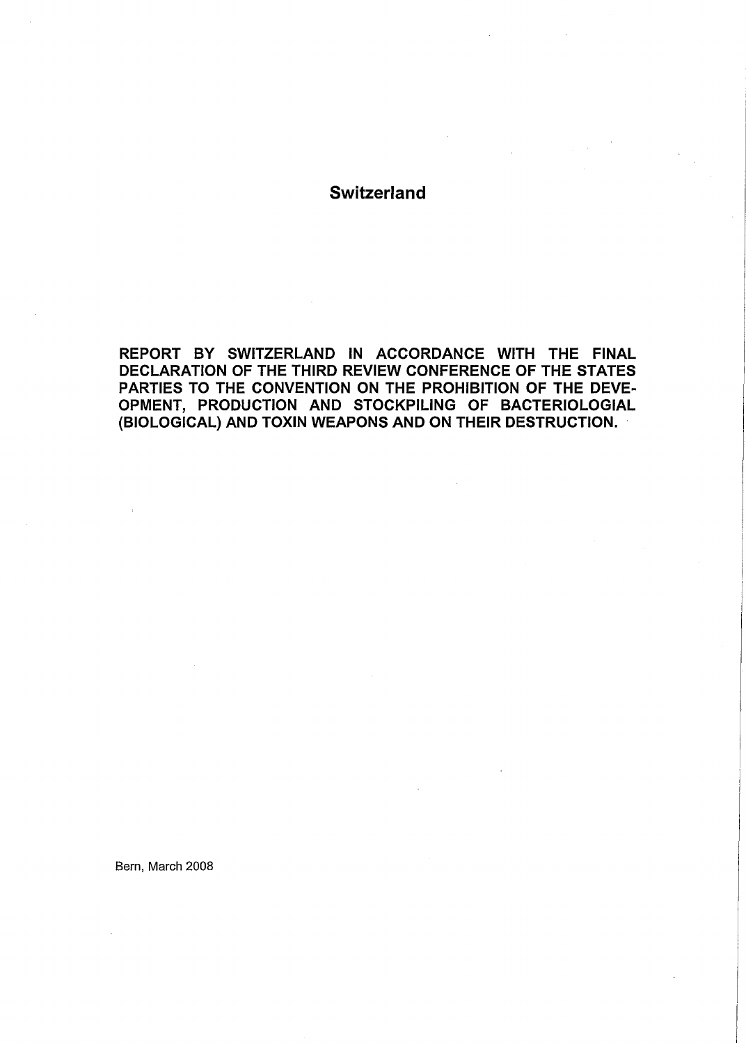# Switzerland

**REPORT BY SWITZERLAND IN ACCORDANCE WITH THE FINAL DECLARATION OF THE THIRD REVIEW CONFERENCE OF THE STATES PARTIES TO THE CONVENTION ON THE PROHIBITION OF THE DEVE-OPMENT, PRODUCTION AND STOCKPILING OF BACTERIOLOGIAL (BIOLOGICAL) AND TOXIN WEAPONS AND ON THEIR DESTRUCTION.**

Bern, March 2008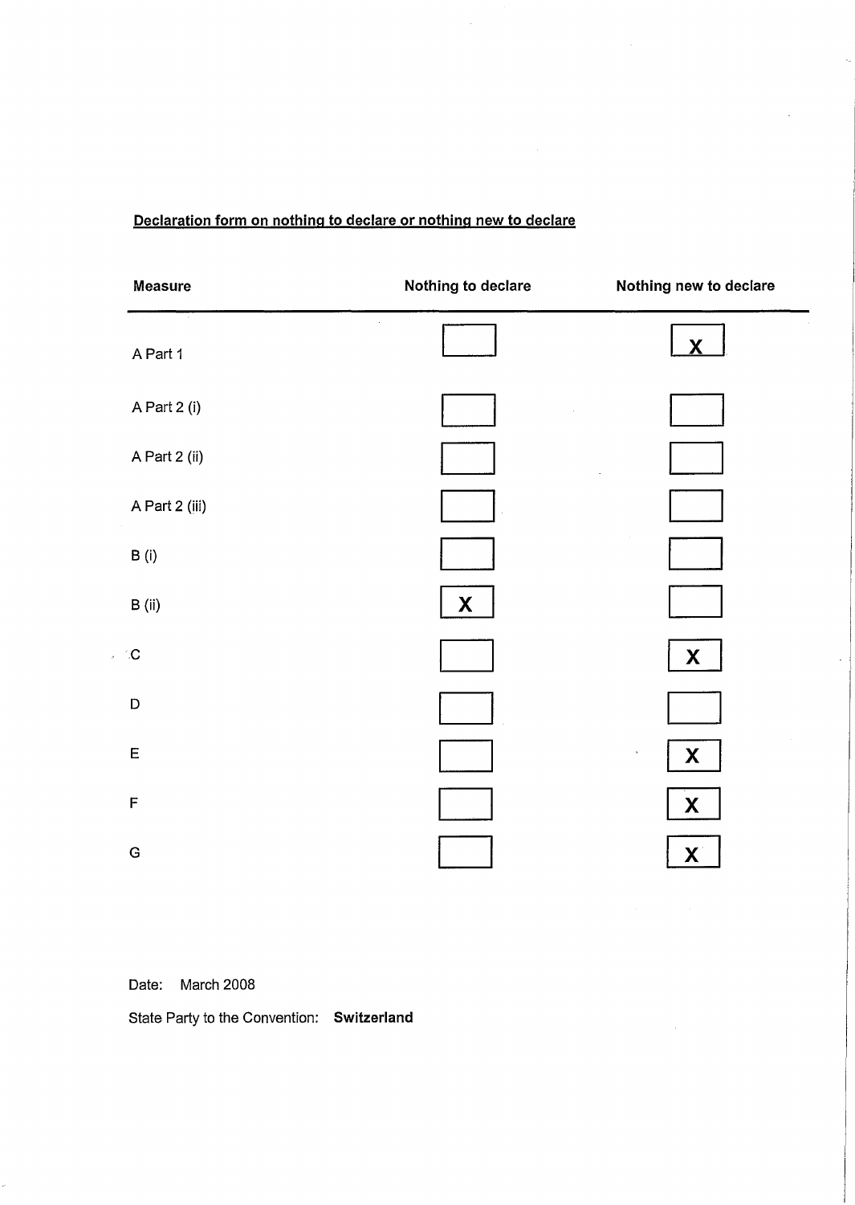Declaration form on nothing to declare or nothing new to declare

| Measure | Nothing to declare | Nothing new to declare |
|---|---|---|
| A Part 1 | | X |
| A Part 2 (i) | | |
| A Part 2 (ii) | | |
| A Part 2 (iii) | | |
| B (i) | | |
| B (ii) | X | |
| C | | X |
| D | | |
| E | | X |
| F | | X |
| G | | X |

Date: March 2008

State Party to the Convention: **Switzerland**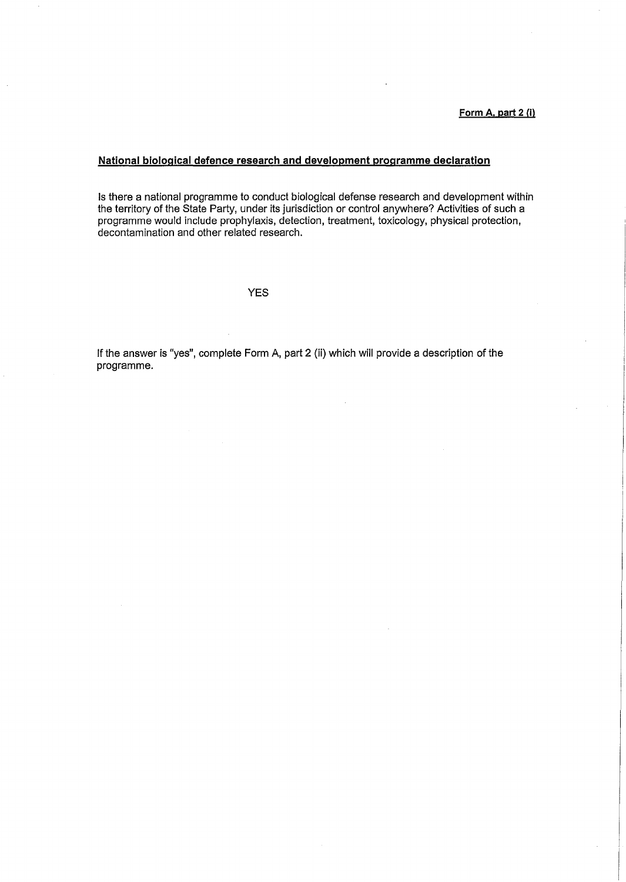**Form A, part 2 (i)**

## National biological defence research and development programme declaration

Is there a national programme to conduct biological defense research and development within the territory of the State Party, under its jurisdiction or control anywhere? Activities of such a programme would include prophylaxis, detection, treatment, toxicology, physical protection, decontamination and other related research.

YES

If the answer is "yes", complete Form A, part 2 (ii) which will provide a description of the programme.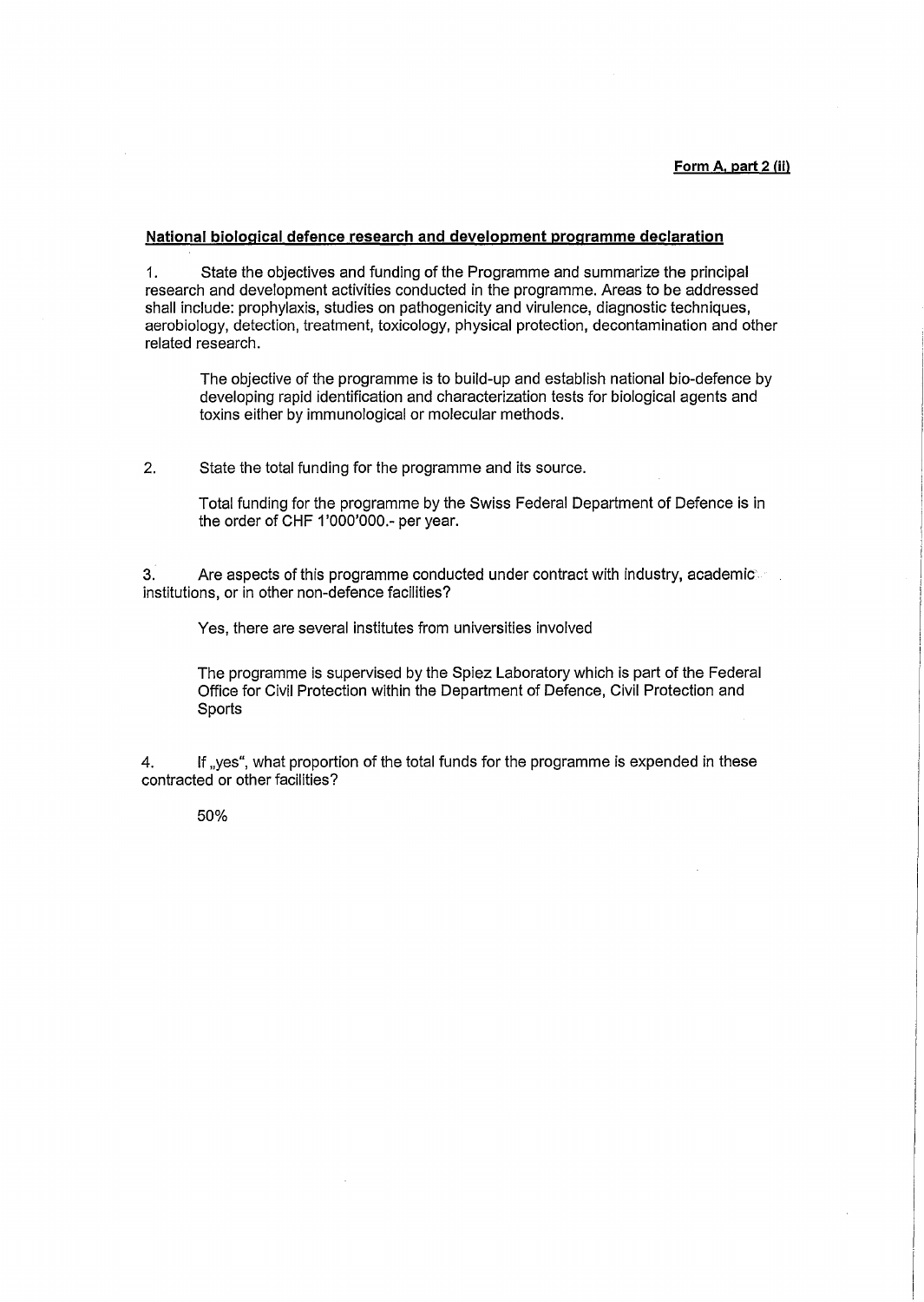**Form A, part 2 (ii)**

**National biological defence research and development programme declaration**

1. State the objectives and funding of the Programme and summarize the principal research and development activities conducted in the programme. Areas to be addressed shall include: prophylaxis, studies on pathogenicity and virulence, diagnostic techniques, aerobiology, detection, treatment, toxicology, physical protection, decontamination and other related research.

   The objective of the programme is to build-up and establish national bio-defence by developing rapid identification and characterization tests for biological agents and toxins either by immunological or molecular methods.

2. State the total funding for the programme and its source.

   Total funding for the programme by the Swiss Federal Department of Defence is in the order of CHF 1'000'000.- per year.

3. Are aspects of this programme conducted under contract with industry, academic institutions, or in other non-defence facilities?

   Yes, there are several institutes from universities involved

   The programme is supervised by the Spiez Laboratory which is part of the Federal Office for Civil Protection within the Department of Defence, Civil Protection and Sports

4. If „yes", what proportion of the total funds for the programme is expended in these contracted or other facilities?

   50%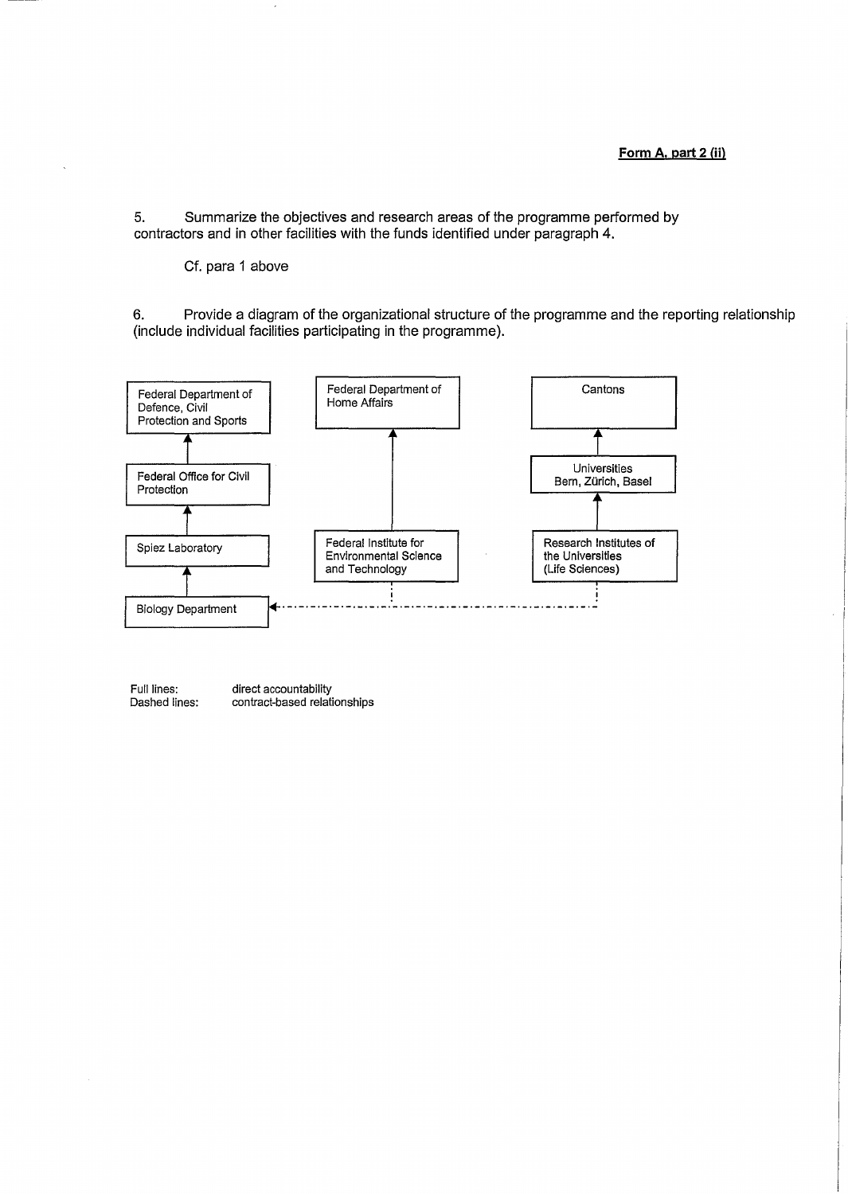**Form A, part 2 (ii)**

5. Summarize the objectives and research areas of the programme performed by contractors and in other facilities with the funds identified under paragraph 4.

Cf. para 1 above

6. Provide a diagram of the organizational structure of the programme and the reporting relationship (include individual facilities participating in the programme).

Federal Department of Defence, Civil Protection and Sports

Federal Office for Civil Protection

Spiez Laboratory

Biology Department

Federal Department of Home Affairs

Federal Institute for Environmental Science and Technology

Cantons

Universities Bern, Zürich, Basel

Research Institutes of the Universities (Life Sciences)

Full lines: direct accountability

Dashed lines: contract-based relationships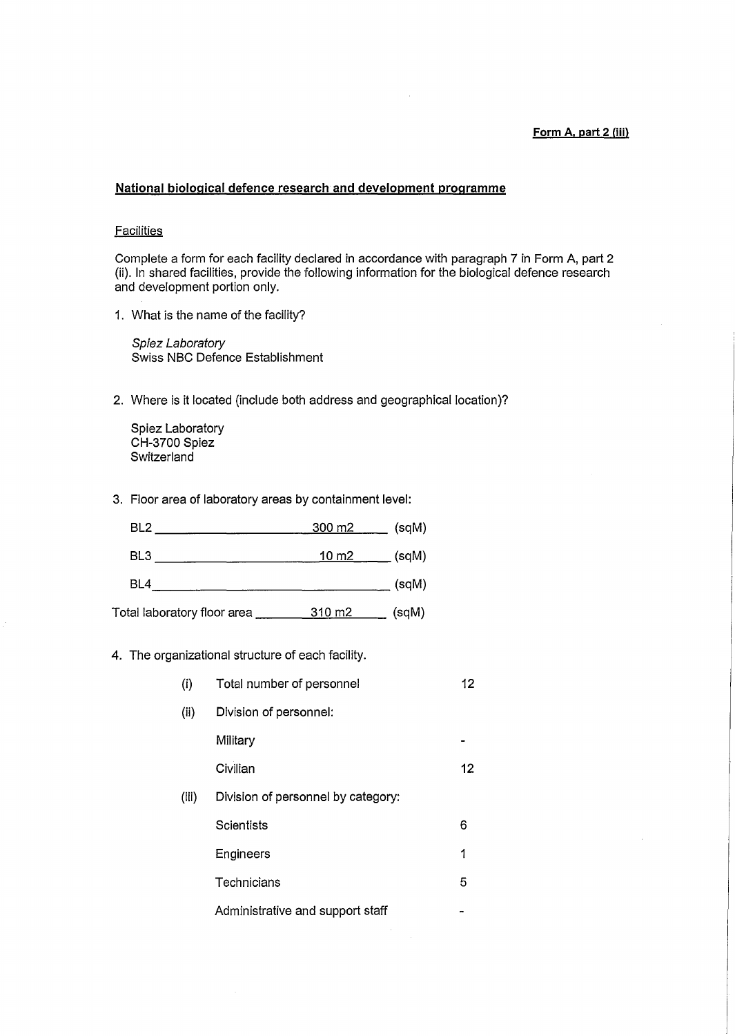**Form A, part 2 (iii)**

## National biological defence research and development programme

### Facilities

Complete a form for each facility declared in accordance with paragraph 7 in Form A, part 2 (ii). In shared facilities, provide the following information for the biological defence research and development portion only.

1. What is the name of the facility?

   *Spiez Laboratory*
   Swiss NBC Defence Establishment

2. Where is it located (include both address and geographical location)?

   Spiez Laboratory
   CH-3700 Spiez
   Switzerland

3. Floor area of laboratory areas by containment level:

   BL2 \_\_\_\_\_\_\_\_ 300 m2 \_\_\_\_ (sqM)

   BL3 \_\_\_\_\_\_\_\_ 10 m2 \_\_\_\_ (sqM)

   BL4 \_\_\_\_\_\_\_\_\_\_\_\_\_\_\_\_ (sqM)

   Total laboratory floor area \_\_\_\_ 310 m2 \_\_\_\_ (sqM)

4. The organizational structure of each facility.

| | | |
|---|---|---|
| (i) | Total number of personnel | 12 |
| (ii) | Division of personnel: | |
| | Military | - |
| | Civilian | 12 |
| (iii) | Division of personnel by category: | |
| | Scientists | 6 |
| | Engineers | 1 |
| | Technicians | 5 |
| | Administrative and support staff | - |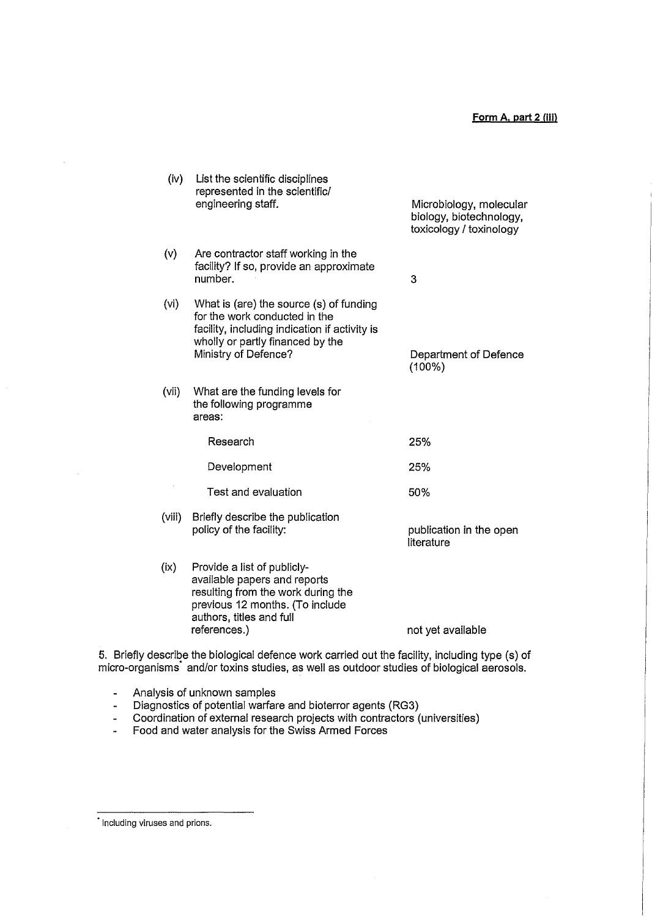**Form A, part 2 (iii)**

| | | |
|---|---|---|
| (iv) | List the scientific disciplines represented in the scientific/ engineering staff. | Microbiology, molecular biology, biotechnology, toxicology / toxinology |
| (v) | Are contractor staff working in the facility? If so, provide an approximate number. | 3 |
| (vi) | What is (are) the source (s) of funding for the work conducted in the facility, including indication if activity is wholly or partly financed by the Ministry of Defence? | Department of Defence (100%) |
| (vii) | What are the funding levels for the following programme areas: | |
| | Research | 25% |
| | Development | 25% |
| | Test and evaluation | 50% |
| (viii) | Briefly describe the publication policy of the facility: | publication in the open literature |
| (ix) | Provide a list of publicly-available papers and reports resulting from the work during the previous 12 months. (To include authors, titles and full references.) | not yet available |

5. Briefly describe the biological defence work carried out the facility, including type (s) of micro-organisms* and/or toxins studies, as well as outdoor studies of biological aerosols.

- Analysis of unknown samples
- Diagnostics of potential warfare and bioterror agents (RG3)
- Coordination of external research projects with contractors (universities)
- Food and water analysis for the Swiss Armed Forces

* Including viruses and prions.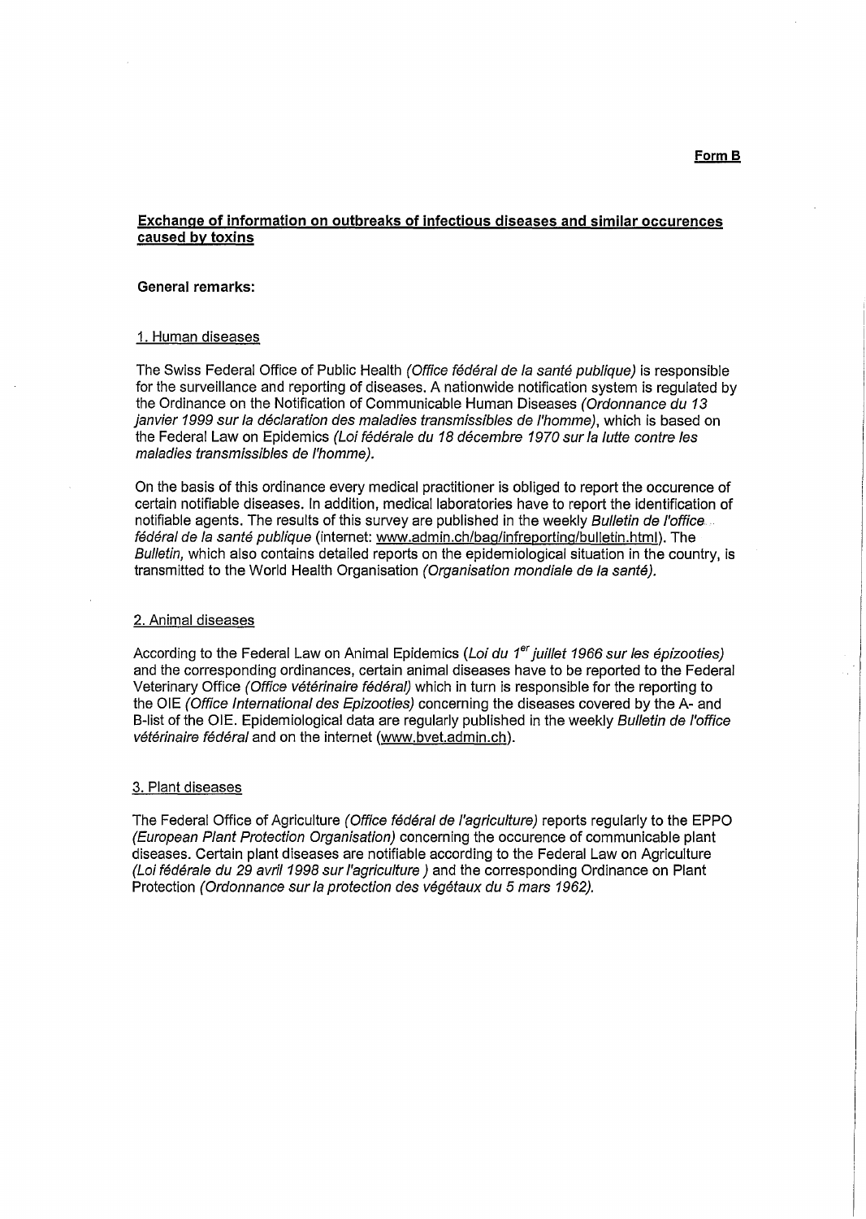**Form B**

## Exchange of information on outbreaks of infectious diseases and similar occurences caused by toxins

**General remarks:**

1. Human diseases

The Swiss Federal Office of Public Health *(Office fédéral de la santé publique)* is responsible for the surveillance and reporting of diseases. A nationwide notification system is regulated by the Ordinance on the Notification of Communicable Human Diseases *(Ordonnance du 13 janvier 1999 sur la déclaration des maladies transmissibles de l'homme)*, which is based on the Federal Law on Epidemics *(Loi fédérale du 18 décembre 1970 sur la lutte contre les maladies transmissibles de l'homme).*

On the basis of this ordinance every medical practitioner is obliged to report the occurence of certain notifiable diseases. In addition, medical laboratories have to report the identification of notifiable agents. The results of this survey are published in the weekly *Bulletin de l'office fédéral de la santé publique* (internet: www.admin.ch/bag/infreporting/bulletin.html). The *Bulletin,* which also contains detailed reports on the epidemiological situation in the country, is transmitted to the World Health Organisation *(Organisation mondiale de la santé).*

2. Animal diseases

According to the Federal Law on Animal Epidemics *(Loi du 1er juillet 1966 sur les épizooties)* and the corresponding ordinances, certain animal diseases have to be reported to the Federal Veterinary Office *(Office vétérinaire fédéral)* which in turn is responsible for the reporting to the OIE *(Office International des Epizooties)* concerning the diseases covered by the A- and B-list of the OIE. Epidemiological data are regularly published in the weekly *Bulletin de l'office vétérinaire fédéral* and on the internet (www.bvet.admin.ch).

3. Plant diseases

The Federal Office of Agriculture *(Office fédéral de l'agriculture)* reports regularly to the EPPO *(European Plant Protection Organisation)* concerning the occurence of communicable plant diseases. Certain plant diseases are notifiable according to the Federal Law on Agriculture *(Loi fédérale du 29 avril 1998 sur l'agriculture )* and the corresponding Ordinance on Plant Protection *(Ordonnance sur la protection des végétaux du 5 mars 1962).*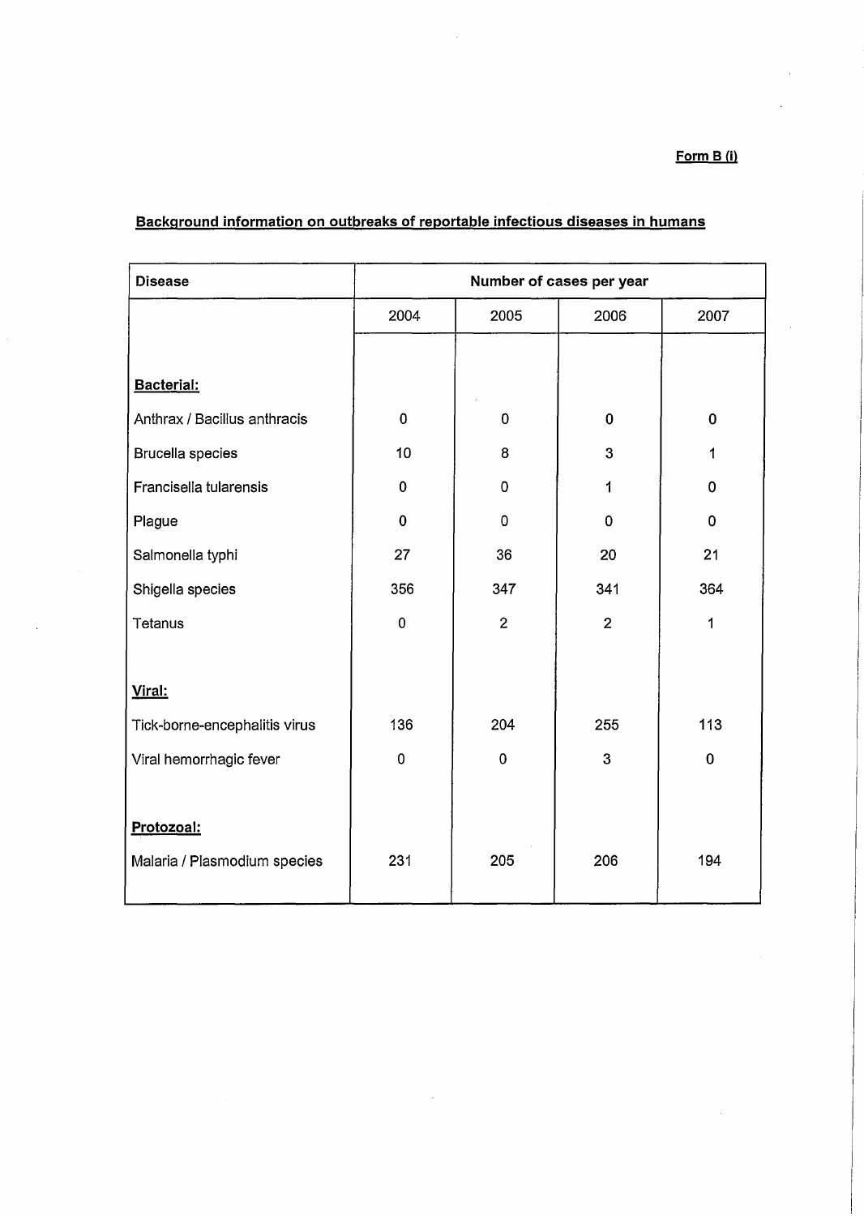**Form B (i)**

**Background information on outbreaks of reportable infectious diseases in humans**

| Disease | Number of cases per year | | | |
|---|---|---|---|---|
| | 2004 | 2005 | 2006 | 2007 |
| **Bacterial:** | | | | |
| Anthrax / Bacillus anthracis | 0 | 0 | 0 | 0 |
| Brucella species | 10 | 8 | 3 | 1 |
| Francisella tularensis | 0 | 0 | 1 | 0 |
| Plague | 0 | 0 | 0 | 0 |
| Salmonella typhi | 27 | 36 | 20 | 21 |
| Shigella species | 356 | 347 | 341 | 364 |
| Tetanus | 0 | 2 | 2 | 1 |
| **Viral:** | | | | |
| Tick-borne-encephalitis virus | 136 | 204 | 255 | 113 |
| Viral hemorrhagic fever | 0 | 0 | 3 | 0 |
| **Protozoal:** | | | | |
| Malaria / Plasmodium species | 231 | 205 | 206 | 194 |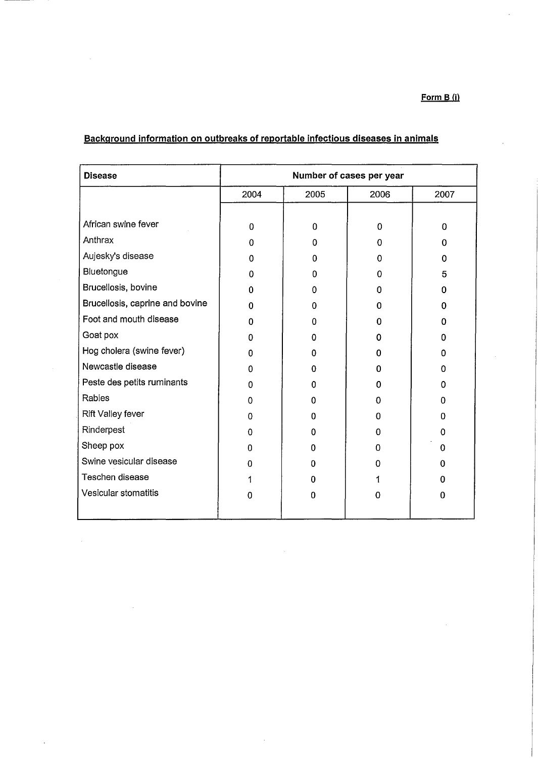**Form B (i)**

## Background information on outbreaks of reportable infectious diseases in animals

| Disease | Number of cases per year | | | |
|---|---|---|---|---|
| | 2004 | 2005 | 2006 | 2007 |
| African swine fever | 0 | 0 | 0 | 0 |
| Anthrax | 0 | 0 | 0 | 0 |
| Aujesky's disease | 0 | 0 | 0 | 0 |
| Bluetongue | 0 | 0 | 0 | 5 |
| Brucellosis, bovine | 0 | 0 | 0 | 0 |
| Brucellosis, caprine and bovine | 0 | 0 | 0 | 0 |
| Foot and mouth disease | 0 | 0 | 0 | 0 |
| Goat pox | 0 | 0 | 0 | 0 |
| Hog cholera (swine fever) | 0 | 0 | 0 | 0 |
| Newcastle disease | 0 | 0 | 0 | 0 |
| Peste des petits ruminants | 0 | 0 | 0 | 0 |
| Rabies | 0 | 0 | 0 | 0 |
| Rift Valley fever | 0 | 0 | 0 | 0 |
| Rinderpest | 0 | 0 | 0 | 0 |
| Sheep pox | 0 | 0 | 0 | 0 |
| Swine vesicular disease | 0 | 0 | 0 | 0 |
| Teschen disease | 1 | 0 | 1 | 0 |
| Vesicular stomatitis | 0 | 0 | 0 | 0 |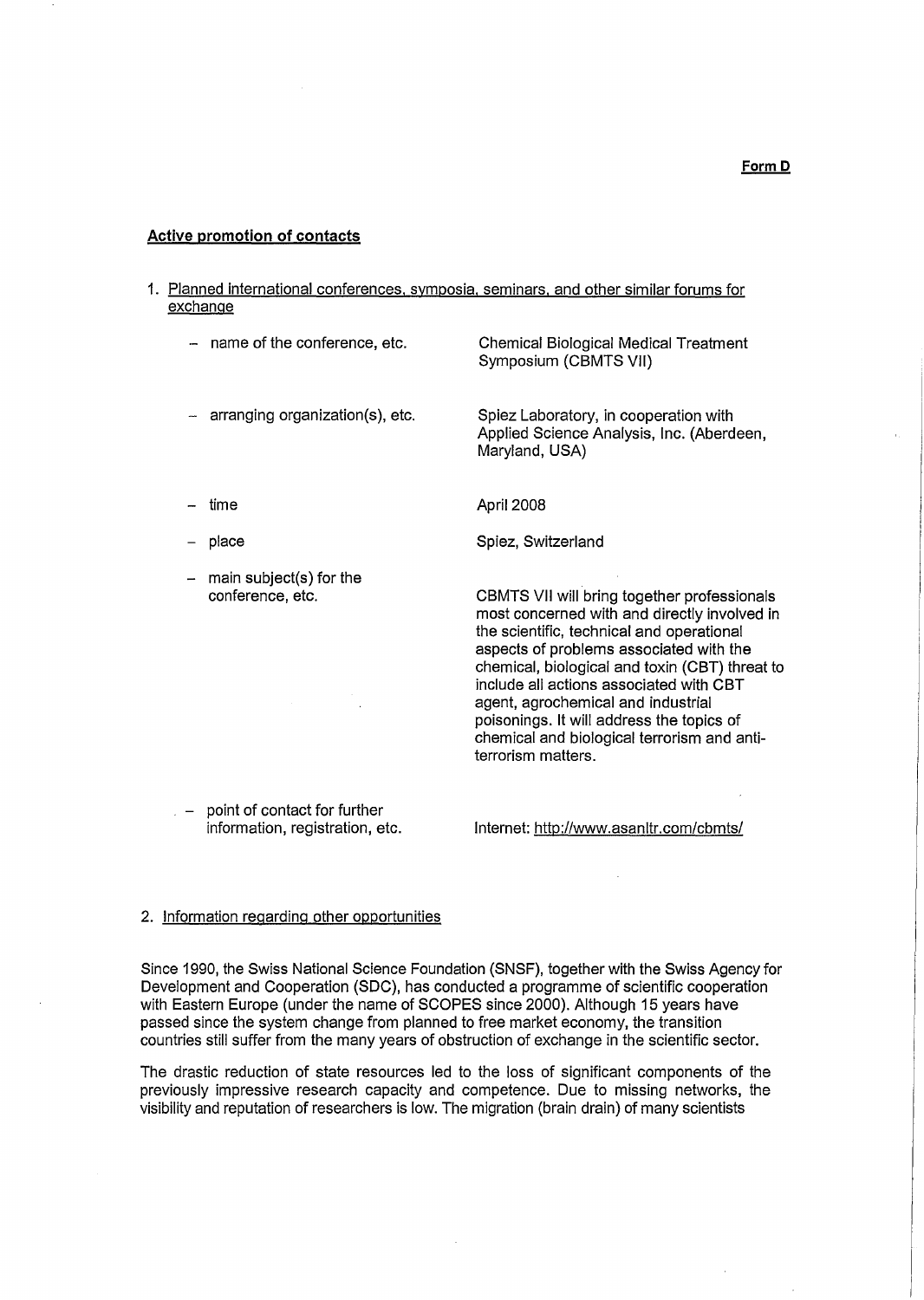**Form D**

**Active promotion of contacts**

1. Planned international conferences, symposia, seminars, and other similar forums for exchange

| | |
|---|---|
| – name of the conference, etc. | Chemical Biological Medical Treatment Symposium (CBMTS VII) |
| – arranging organization(s), etc. | Spiez Laboratory, in cooperation with Applied Science Analysis, Inc. (Aberdeen, Maryland, USA) |
| – time | April 2008 |
| – place | Spiez, Switzerland |
| – main subject(s) for the conference, etc. | CBMTS VII will bring together professionals most concerned with and directly involved in the scientific, technical and operational aspects of problems associated with the chemical, biological and toxin (CBT) threat to include all actions associated with CBT agent, agrochemical and industrial poisonings. It will address the topics of chemical and biological terrorism and anti-terrorism matters. |
| – point of contact for further information, registration, etc. | Internet: http://www.asanltr.com/cbmts/ |

2. Information regarding other opportunities

Since 1990, the Swiss National Science Foundation (SNSF), together with the Swiss Agency for Development and Cooperation (SDC), has conducted a programme of scientific cooperation with Eastern Europe (under the name of SCOPES since 2000). Although 15 years have passed since the system change from planned to free market economy, the transition countries still suffer from the many years of obstruction of exchange in the scientific sector.

The drastic reduction of state resources led to the loss of significant components of the previously impressive research capacity and competence. Due to missing networks, the visibility and reputation of researchers is low. The migration (brain drain) of many scientists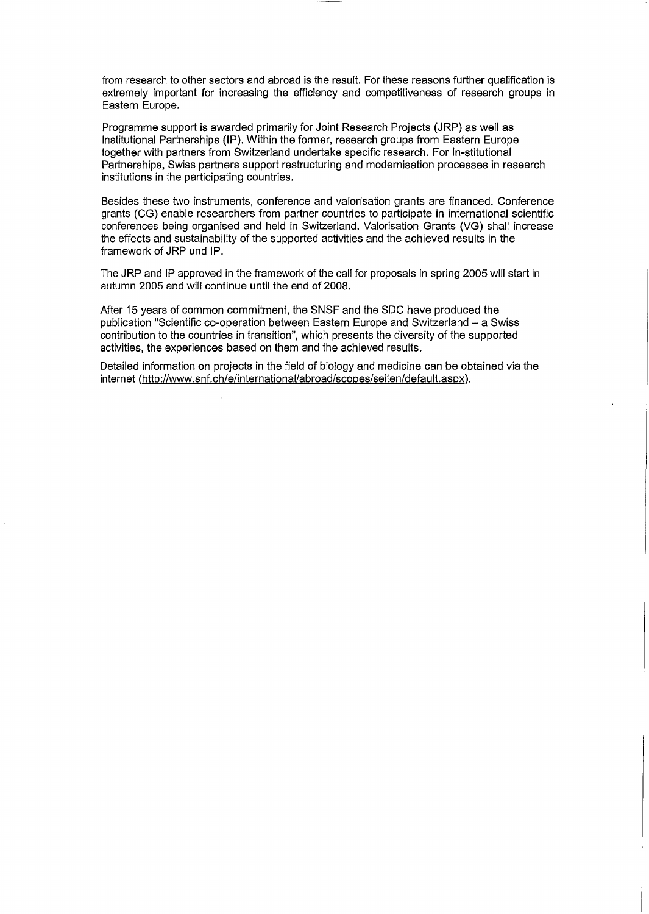from research to other sectors and abroad is the result. For these reasons further qualification is extremely important for increasing the efficiency and competitiveness of research groups in Eastern Europe.

Programme support is awarded primarily for Joint Research Projects (JRP) as well as Institutional Partnerships (IP). Within the former, research groups from Eastern Europe together with partners from Switzerland undertake specific research. For In-stitutional Partnerships, Swiss partners support restructuring and modernisation processes in research institutions in the participating countries.

Besides these two instruments, conference and valorisation grants are financed. Conference grants (CG) enable researchers from partner countries to participate in international scientific conferences being organised and held in Switzerland. Valorisation Grants (VG) shall increase the effects and sustainability of the supported activities and the achieved results in the framework of JRP und IP.

The JRP and IP approved in the framework of the call for proposals in spring 2005 will start in autumn 2005 and will continue until the end of 2008.

After 15 years of common commitment, the SNSF and the SDC have produced the publication "Scientific co-operation between Eastern Europe and Switzerland – a Swiss contribution to the countries in transition", which presents the diversity of the supported activities, the experiences based on them and the achieved results.

Detailed information on projects in the field of biology and medicine can be obtained via the internet (http://www.snf.ch/e/international/abroad/scopes/seiten/default.aspx).